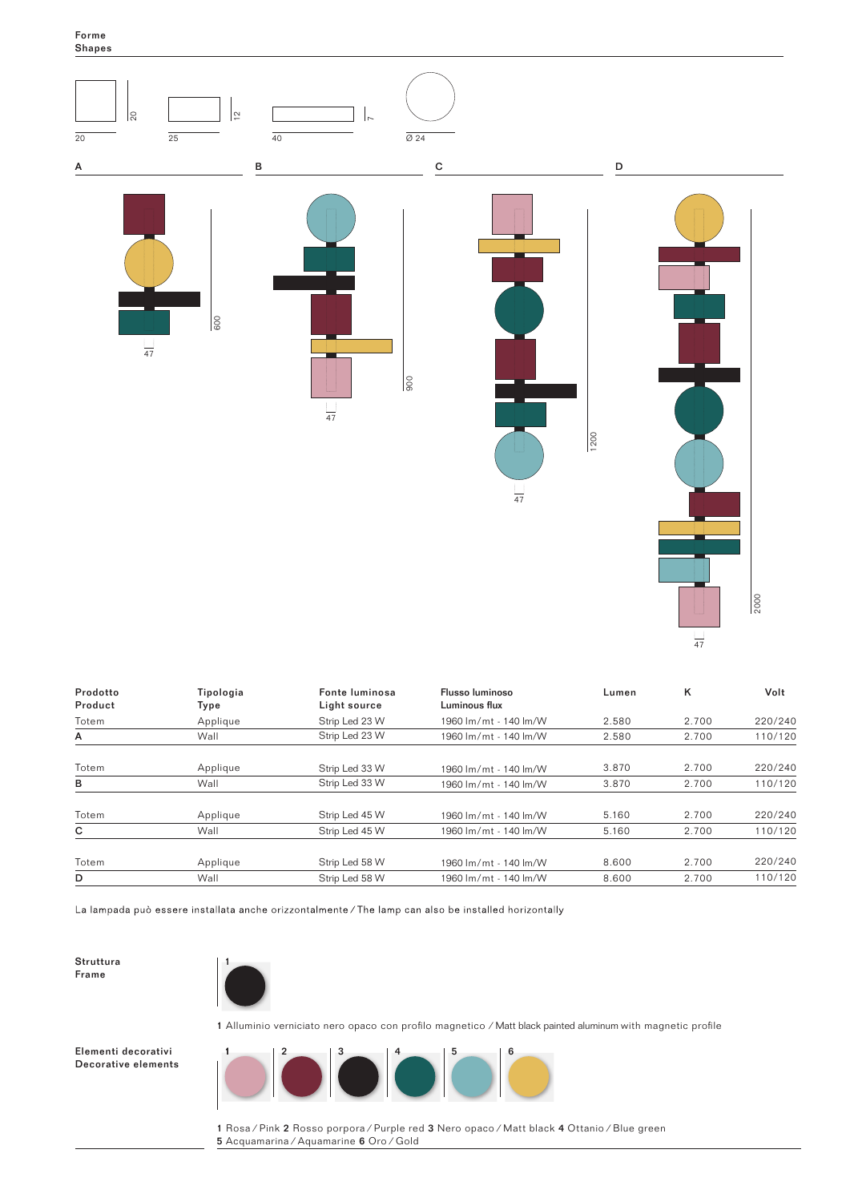Forme
Shapes

20 | 20 — 25 | 12 — 40 | 7 — Ø 24

A — 600 — 47

B — 900 — 47

C — 1200 — 47

D — 2000 — 47

| Prodotto<br>Product | Tipologia<br>Type | Fonte luminosa<br>Light source | Flusso luminoso<br>Luminous flux | Lumen | K | Volt |
|---|---|---|---|---|---|---|
| Totem | Applique | Strip Led 23 W | 1960 lm/mt - 140 lm/W | 2.580 | 2.700 | 220/240 |
| A | Wall | Strip Led 23 W | 1960 lm/mt - 140 lm/W | 2.580 | 2.700 | 110/120 |
| Totem | Applique | Strip Led 33 W | 1960 lm/mt - 140 lm/W | 3.870 | 2.700 | 220/240 |
| B | Wall | Strip Led 33 W | 1960 lm/mt - 140 lm/W | 3.870 | 2.700 | 110/120 |
| Totem | Applique | Strip Led 45 W | 1960 lm/mt - 140 lm/W | 5.160 | 2.700 | 220/240 |
| C | Wall | Strip Led 45 W | 1960 lm/mt - 140 lm/W | 5.160 | 2.700 | 110/120 |
| Totem | Applique | Strip Led 58 W | 1960 lm/mt - 140 lm/W | 8.600 | 2.700 | 220/240 |
| D | Wall | Strip Led 58 W | 1960 lm/mt - 140 lm/W | 8.600 | 2.700 | 110/120 |

La lampada può essere installata anche orizzontalmente / The lamp can also be installed horizontally

**Struttura**
**Frame**

1

**1** Alluminio verniciato nero opaco con profilo magnetico / Matt black painted aluminum with magnetic profile

**Elementi decorativi**
**Decorative elements**

1 2 3 4 5 6

**1** Rosa / Pink **2** Rosso porpora / Purple red **3** Nero opaco / Matt black **4** Ottanio / Blue green
**5** Acquamarina / Aquamarine **6** Oro / Gold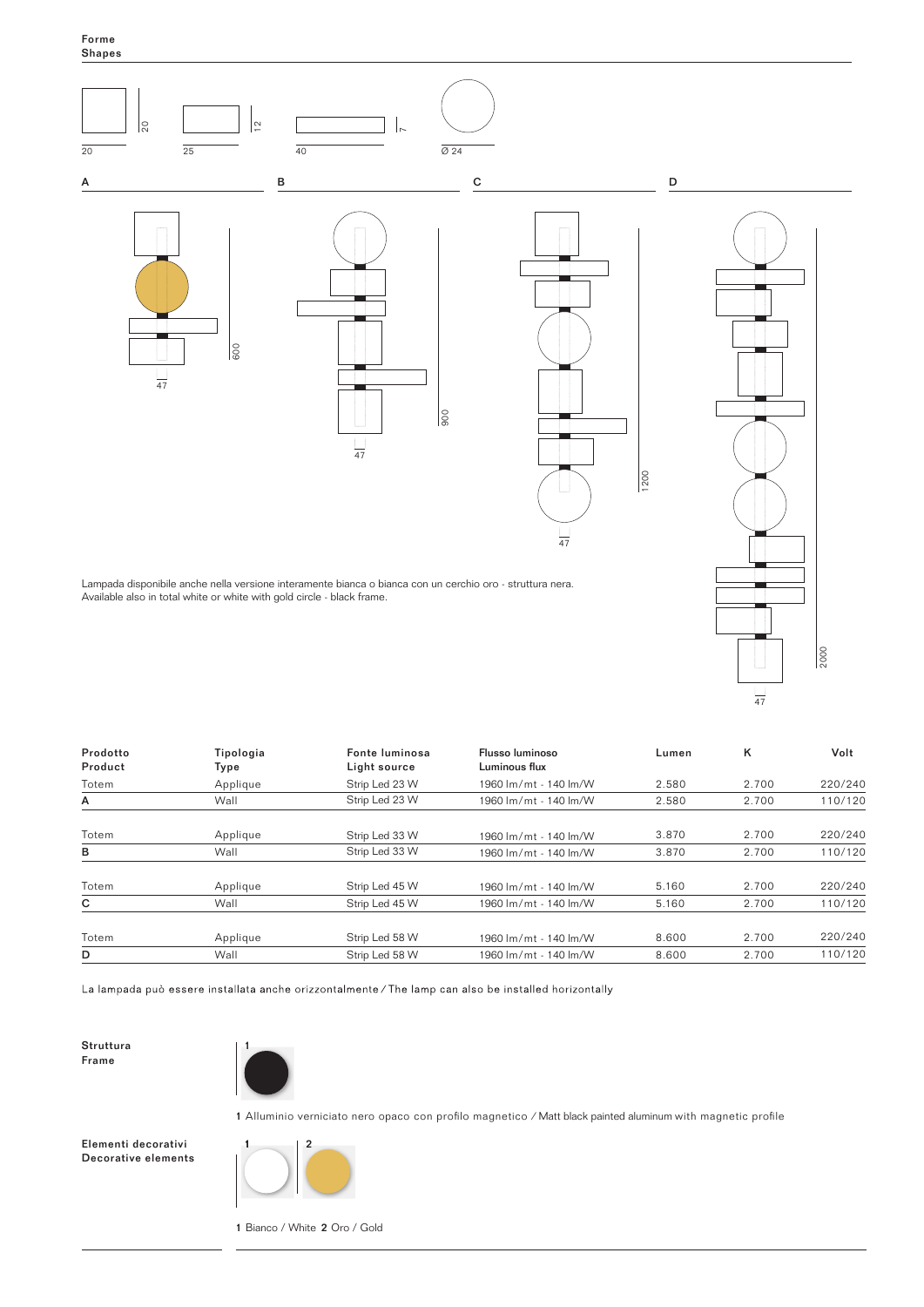Forme
Shapes

20
20
25
12
40
7
Ø 24

A
600
47

B
900
47

C
1200
47

D
2000
47

Lampada disponibile anche nella versione interamente bianca o bianca con un cerchio oro - struttura nera.
Available also in total white or white with gold circle - black frame.

| Prodotto Product | Tipologia Type | Fonte luminosa Light source | Flusso luminoso Luminous flux | Lumen | K | Volt |
|---|---|---|---|---|---|---|
| Totem | Applique | Strip Led 23 W | 1960 lm/mt - 140 lm/W | 2.580 | 2.700 | 220/240 |
| A | Wall | Strip Led 23 W | 1960 lm/mt - 140 lm/W | 2.580 | 2.700 | 110/120 |
| Totem | Applique | Strip Led 33 W | 1960 lm/mt - 140 lm/W | 3.870 | 2.700 | 220/240 |
| B | Wall | Strip Led 33 W | 1960 lm/mt - 140 lm/W | 3.870 | 2.700 | 110/120 |
| Totem | Applique | Strip Led 45 W | 1960 lm/mt - 140 lm/W | 5.160 | 2.700 | 220/240 |
| C | Wall | Strip Led 45 W | 1960 lm/mt - 140 lm/W | 5.160 | 2.700 | 110/120 |
| Totem | Applique | Strip Led 58 W | 1960 lm/mt - 140 lm/W | 8.600 | 2.700 | 220/240 |
| D | Wall | Strip Led 58 W | 1960 lm/mt - 140 lm/W | 8.600 | 2.700 | 110/120 |

La lampada può essere installata anche orizzontalmente / The lamp can also be installed horizontally

**Struttura**
**Frame**

1

**1** Alluminio verniciato nero opaco con profilo magnetico / Matt black painted aluminum with magnetic profile

**Elementi decorativi**
**Decorative elements**

1 2

**1** Bianco / White **2** Oro / Gold